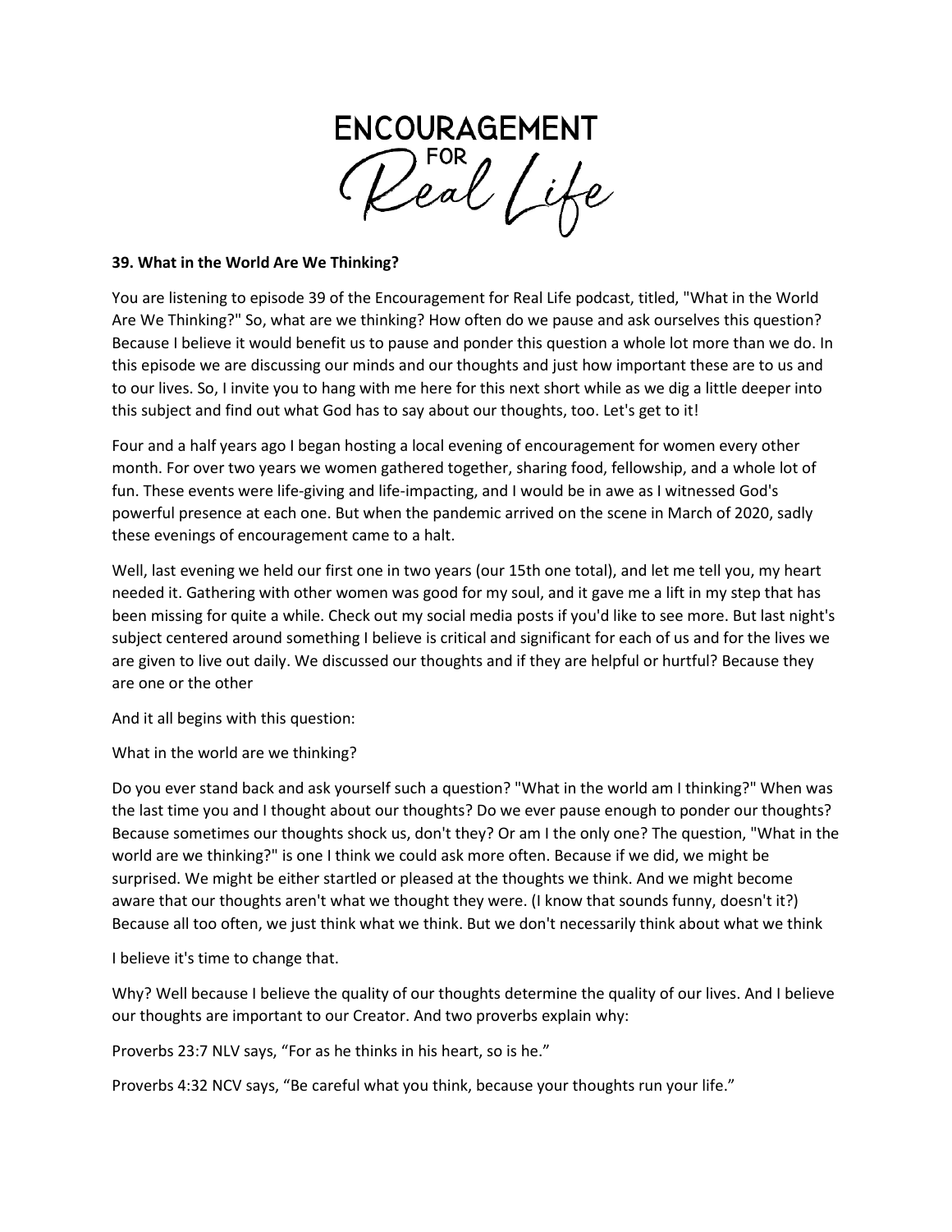# ENCOURAGEMENT FOR Real Life

**39. What in the World Are We Thinking?**

You are listening to episode 39 of the Encouragement for Real Life podcast, titled, "What in the World Are We Thinking?" So, what are we thinking? How often do we pause and ask ourselves this question? Because I believe it would benefit us to pause and ponder this question a whole lot more than we do. In this episode we are discussing our minds and our thoughts and just how important these are to us and to our lives. So, I invite you to hang with me here for this next short while as we dig a little deeper into this subject and find out what God has to say about our thoughts, too. Let's get to it!

Four and a half years ago I began hosting a local evening of encouragement for women every other month. For over two years we women gathered together, sharing food, fellowship, and a whole lot of fun. These events were life-giving and life-impacting, and I would be in awe as I witnessed God's powerful presence at each one. But when the pandemic arrived on the scene in March of 2020, sadly these evenings of encouragement came to a halt.

Well, last evening we held our first one in two years (our 15th one total), and let me tell you, my heart needed it. Gathering with other women was good for my soul, and it gave me a lift in my step that has been missing for quite a while. Check out my social media posts if you'd like to see more. But last night's subject centered around something I believe is critical and significant for each of us and for the lives we are given to live out daily. We discussed our thoughts and if they are helpful or hurtful? Because they are one or the other

And it all begins with this question:

What in the world are we thinking?

Do you ever stand back and ask yourself such a question? "What in the world am I thinking?" When was the last time you and I thought about our thoughts? Do we ever pause enough to ponder our thoughts? Because sometimes our thoughts shock us, don't they? Or am I the only one? The question, "What in the world are we thinking?" is one I think we could ask more often. Because if we did, we might be surprised. We might be either startled or pleased at the thoughts we think. And we might become aware that our thoughts aren't what we thought they were. (I know that sounds funny, doesn't it?) Because all too often, we just think what we think. But we don't necessarily think about what we think

I believe it's time to change that.

Why? Well because I believe the quality of our thoughts determine the quality of our lives. And I believe our thoughts are important to our Creator. And two proverbs explain why:

Proverbs 23:7 NLV says, "For as he thinks in his heart, so is he."

Proverbs 4:32 NCV says, "Be careful what you think, because your thoughts run your life."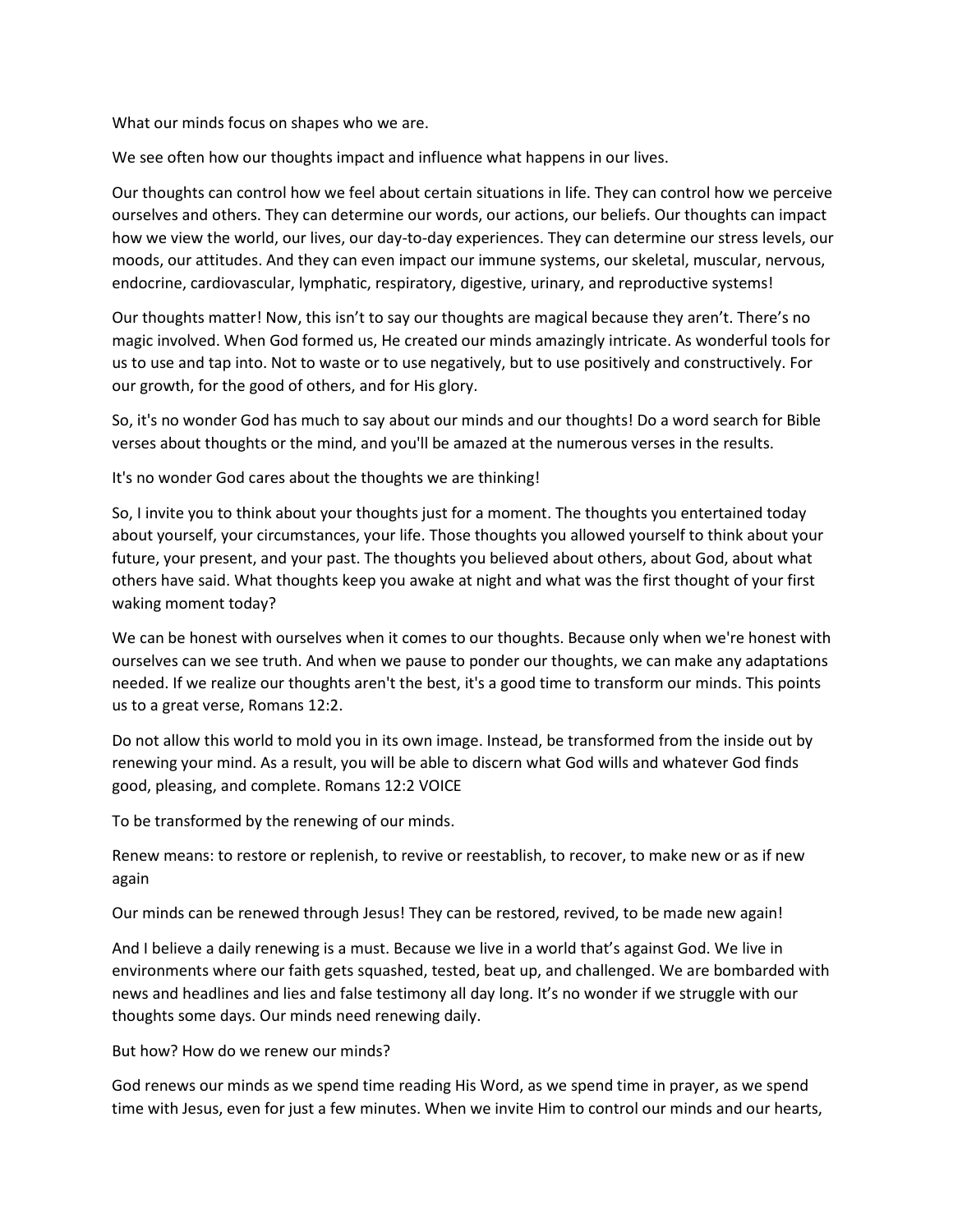What our minds focus on shapes who we are.

We see often how our thoughts impact and influence what happens in our lives.

Our thoughts can control how we feel about certain situations in life. They can control how we perceive ourselves and others. They can determine our words, our actions, our beliefs. Our thoughts can impact how we view the world, our lives, our day-to-day experiences. They can determine our stress levels, our moods, our attitudes. And they can even impact our immune systems, our skeletal, muscular, nervous, endocrine, cardiovascular, lymphatic, respiratory, digestive, urinary, and reproductive systems!

Our thoughts matter! Now, this isn't to say our thoughts are magical because they aren't. There's no magic involved. When God formed us, He created our minds amazingly intricate. As wonderful tools for us to use and tap into. Not to waste or to use negatively, but to use positively and constructively. For our growth, for the good of others, and for His glory.

So, it's no wonder God has much to say about our minds and our thoughts! Do a word search for Bible verses about thoughts or the mind, and you'll be amazed at the numerous verses in the results.

It's no wonder God cares about the thoughts we are thinking!

So, I invite you to think about your thoughts just for a moment. The thoughts you entertained today about yourself, your circumstances, your life. Those thoughts you allowed yourself to think about your future, your present, and your past. The thoughts you believed about others, about God, about what others have said. What thoughts keep you awake at night and what was the first thought of your first waking moment today?

We can be honest with ourselves when it comes to our thoughts. Because only when we're honest with ourselves can we see truth. And when we pause to ponder our thoughts, we can make any adaptations needed. If we realize our thoughts aren't the best, it's a good time to transform our minds. This points us to a great verse, Romans 12:2.

Do not allow this world to mold you in its own image. Instead, be transformed from the inside out by renewing your mind. As a result, you will be able to discern what God wills and whatever God finds good, pleasing, and complete. Romans 12:2 VOICE

To be transformed by the renewing of our minds.

Renew means: to restore or replenish, to revive or reestablish, to recover, to make new or as if new again

Our minds can be renewed through Jesus! They can be restored, revived, to be made new again!

And I believe a daily renewing is a must. Because we live in a world that's against God. We live in environments where our faith gets squashed, tested, beat up, and challenged. We are bombarded with news and headlines and lies and false testimony all day long. It's no wonder if we struggle with our thoughts some days. Our minds need renewing daily.

But how? How do we renew our minds?

God renews our minds as we spend time reading His Word, as we spend time in prayer, as we spend time with Jesus, even for just a few minutes. When we invite Him to control our minds and our hearts,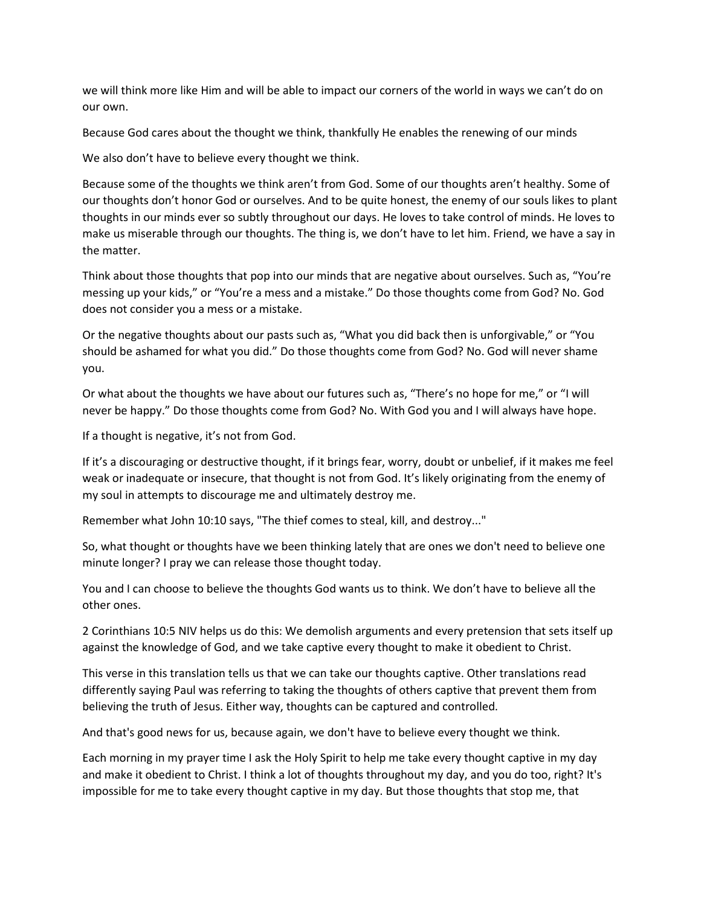we will think more like Him and will be able to impact our corners of the world in ways we can't do on our own.

Because God cares about the thought we think, thankfully He enables the renewing of our minds

We also don't have to believe every thought we think.

Because some of the thoughts we think aren't from God. Some of our thoughts aren't healthy. Some of our thoughts don't honor God or ourselves. And to be quite honest, the enemy of our souls likes to plant thoughts in our minds ever so subtly throughout our days. He loves to take control of minds. He loves to make us miserable through our thoughts. The thing is, we don't have to let him. Friend, we have a say in the matter.

Think about those thoughts that pop into our minds that are negative about ourselves. Such as, "You're messing up your kids," or "You're a mess and a mistake." Do those thoughts come from God? No. God does not consider you a mess or a mistake.

Or the negative thoughts about our pasts such as, "What you did back then is unforgivable," or "You should be ashamed for what you did." Do those thoughts come from God? No. God will never shame you.

Or what about the thoughts we have about our futures such as, "There's no hope for me," or "I will never be happy." Do those thoughts come from God? No. With God you and I will always have hope.

If a thought is negative, it's not from God.

If it's a discouraging or destructive thought, if it brings fear, worry, doubt or unbelief, if it makes me feel weak or inadequate or insecure, that thought is not from God. It's likely originating from the enemy of my soul in attempts to discourage me and ultimately destroy me.

Remember what John 10:10 says, "The thief comes to steal, kill, and destroy..."

So, what thought or thoughts have we been thinking lately that are ones we don't need to believe one minute longer? I pray we can release those thought today.

You and I can choose to believe the thoughts God wants us to think. We don't have to believe all the other ones.

2 Corinthians 10:5 NIV helps us do this: We demolish arguments and every pretension that sets itself up against the knowledge of God, and we take captive every thought to make it obedient to Christ.

This verse in this translation tells us that we can take our thoughts captive. Other translations read differently saying Paul was referring to taking the thoughts of others captive that prevent them from believing the truth of Jesus. Either way, thoughts can be captured and controlled.

And that's good news for us, because again, we don't have to believe every thought we think.

Each morning in my prayer time I ask the Holy Spirit to help me take every thought captive in my day and make it obedient to Christ. I think a lot of thoughts throughout my day, and you do too, right? It's impossible for me to take every thought captive in my day. But those thoughts that stop me, that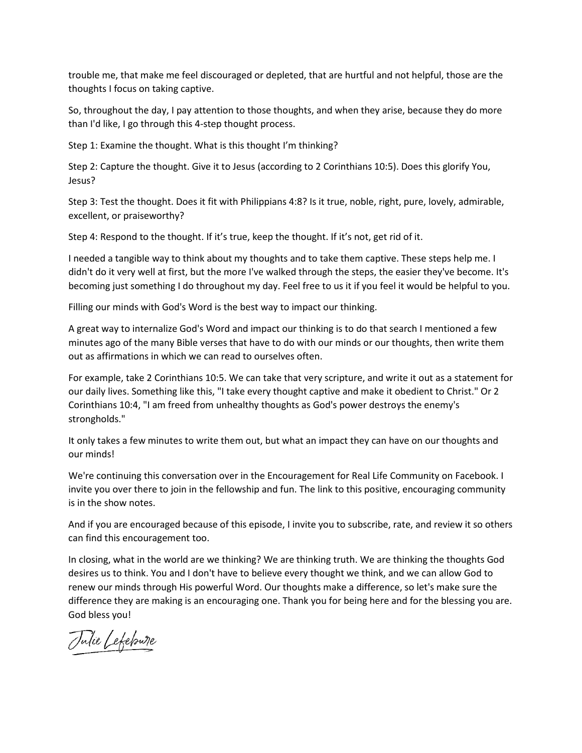trouble me, that make me feel discouraged or depleted, that are hurtful and not helpful, those are the thoughts I focus on taking captive.

So, throughout the day, I pay attention to those thoughts, and when they arise, because they do more than I'd like, I go through this 4-step thought process.

Step 1: Examine the thought. What is this thought I'm thinking?

Step 2: Capture the thought. Give it to Jesus (according to 2 Corinthians 10:5). Does this glorify You, Jesus?

Step 3: Test the thought. Does it fit with Philippians 4:8? Is it true, noble, right, pure, lovely, admirable, excellent, or praiseworthy?

Step 4: Respond to the thought. If it's true, keep the thought. If it's not, get rid of it.

I needed a tangible way to think about my thoughts and to take them captive. These steps help me. I didn't do it very well at first, but the more I've walked through the steps, the easier they've become. It's becoming just something I do throughout my day. Feel free to us it if you feel it would be helpful to you.

Filling our minds with God's Word is the best way to impact our thinking.

A great way to internalize God's Word and impact our thinking is to do that search I mentioned a few minutes ago of the many Bible verses that have to do with our minds or our thoughts, then write them out as affirmations in which we can read to ourselves often.

For example, take 2 Corinthians 10:5. We can take that very scripture, and write it out as a statement for our daily lives. Something like this, "I take every thought captive and make it obedient to Christ." Or 2 Corinthians 10:4, "I am freed from unhealthy thoughts as God's power destroys the enemy's strongholds."

It only takes a few minutes to write them out, but what an impact they can have on our thoughts and our minds!

We're continuing this conversation over in the Encouragement for Real Life Community on Facebook. I invite you over there to join in the fellowship and fun. The link to this positive, encouraging community is in the show notes.

And if you are encouraged because of this episode, I invite you to subscribe, rate, and review it so others can find this encouragement too.

In closing, what in the world are we thinking? We are thinking truth. We are thinking the thoughts God desires us to think. You and I don't have to believe every thought we think, and we can allow God to renew our minds through His powerful Word. Our thoughts make a difference, so let's make sure the difference they are making is an encouraging one. Thank you for being here and for the blessing you are. God bless you!

Julie Lefebvre